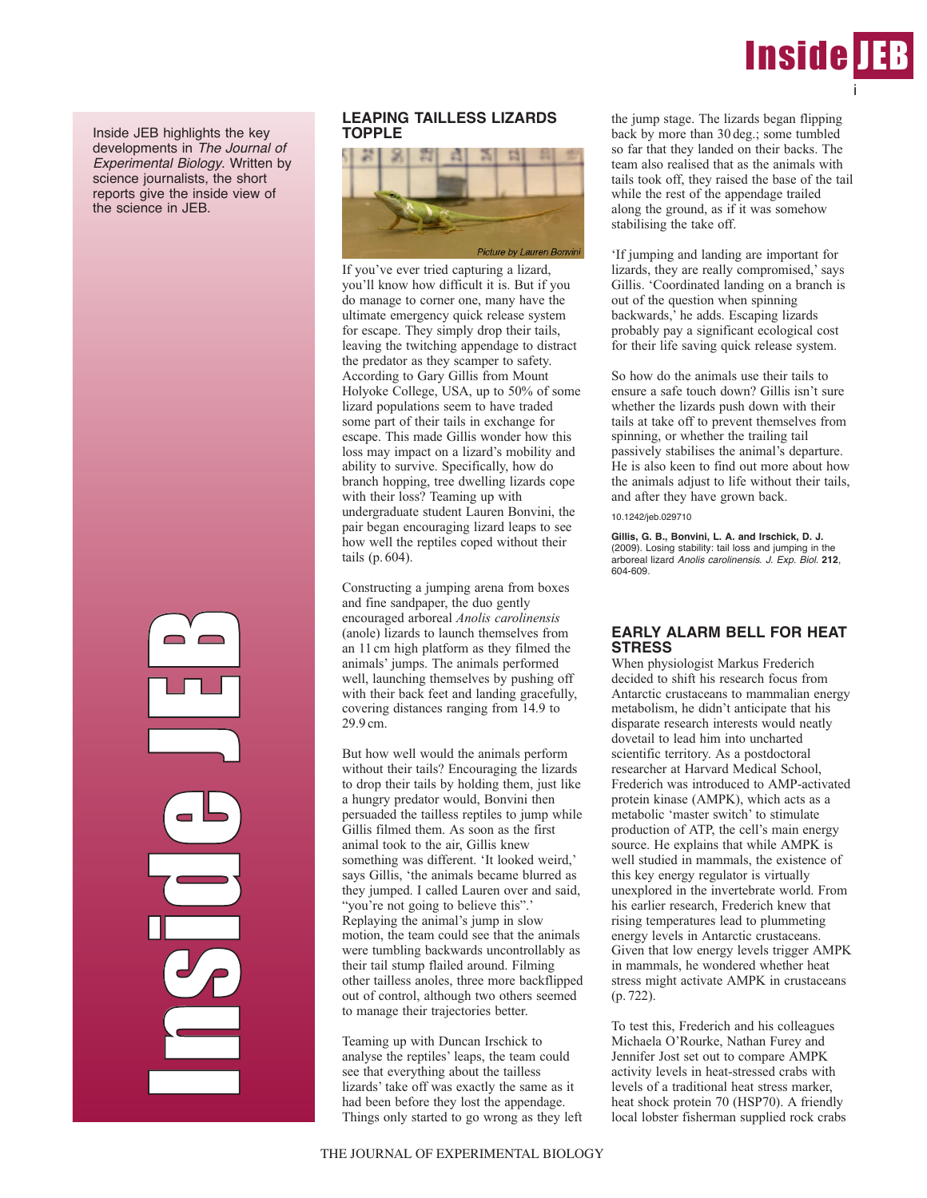Inside JEB highlights the key developments in *The Journal of Experimental Biology*. Written by science journalists, the short reports give the inside view of the science in JEB.

## LEAPING TAILLESS LIZARDS TOPPLE

Picture by Lauren Bonvini

If you've ever tried capturing a lizard, you'll know how difficult it is. But if you do manage to corner one, many have the ultimate emergency quick release system for escape. They simply drop their tails, leaving the twitching appendage to distract the predator as they scamper to safety. According to Gary Gillis from Mount Holyoke College, USA, up to 50% of some lizard populations seem to have traded some part of their tails in exchange for escape. This made Gillis wonder how this loss may impact on a lizard's mobility and ability to survive. Specifically, how do branch hopping, tree dwelling lizards cope with their loss? Teaming up with undergraduate student Lauren Bonvini, the pair began encouraging lizard leaps to see how well the reptiles coped without their tails (p. 604).

Constructing a jumping arena from boxes and fine sandpaper, the duo gently encouraged arboreal *Anolis carolinensis* (anole) lizards to launch themselves from an 11 cm high platform as they filmed the animals' jumps. The animals performed well, launching themselves by pushing off with their back feet and landing gracefully, covering distances ranging from 14.9 to 29.9 cm.

But how well would the animals perform without their tails? Encouraging the lizards to drop their tails by holding them, just like a hungry predator would, Bonvini then persuaded the tailless reptiles to jump while Gillis filmed them. As soon as the first animal took to the air, Gillis knew something was different. 'It looked weird,' says Gillis, 'the animals became blurred as they jumped. I called Lauren over and said, "you're not going to believe this".' Replaying the animal's jump in slow motion, the team could see that the animals were tumbling backwards uncontrollably as their tail stump flailed around. Filming other tailless anoles, three more backflipped out of control, although two others seemed to manage their trajectories better.

Teaming up with Duncan Irschick to analyse the reptiles' leaps, the team could see that everything about the tailless lizards' take off was exactly the same as it had been before they lost the appendage. Things only started to go wrong as they left the jump stage. The lizards began flipping back by more than 30 deg.; some tumbled so far that they landed on their backs. The team also realised that as the animals with tails took off, they raised the base of the tail while the rest of the appendage trailed along the ground, as if it was somehow stabilising the take off.

'If jumping and landing are important for lizards, they are really compromised,' says Gillis. 'Coordinated landing on a branch is out of the question when spinning backwards,' he adds. Escaping lizards probably pay a significant ecological cost for their life saving quick release system.

So how do the animals use their tails to ensure a safe touch down? Gillis isn't sure whether the lizards push down with their tails at take off to prevent themselves from spinning, or whether the trailing tail passively stabilises the animal's departure. He is also keen to find out more about how the animals adjust to life without their tails, and after they have grown back.

10.1242/jeb.029710

**Gillis, G. B., Bonvini, L. A. and Irschick, D. J.** (2009). Losing stability: tail loss and jumping in the arboreal lizard *Anolis carolinensis*. *J. Exp. Biol.* **212**, 604-609.

## EARLY ALARM BELL FOR HEAT STRESS

When physiologist Markus Frederich decided to shift his research focus from Antarctic crustaceans to mammalian energy metabolism, he didn't anticipate that his disparate research interests would neatly dovetail to lead him into uncharted scientific territory. As a postdoctoral researcher at Harvard Medical School, Frederich was introduced to AMP-activated protein kinase (AMPK), which acts as a metabolic 'master switch' to stimulate production of ATP, the cell's main energy source. He explains that while AMPK is well studied in mammals, the existence of this key energy regulator is virtually unexplored in the invertebrate world. From his earlier research, Frederich knew that rising temperatures lead to plummeting energy levels in Antarctic crustaceans. Given that low energy levels trigger AMPK in mammals, he wondered whether heat stress might activate AMPK in crustaceans (p. 722).

To test this, Frederich and his colleagues Michaela O'Rourke, Nathan Furey and Jennifer Jost set out to compare AMPK activity levels in heat-stressed crabs with levels of a traditional heat stress marker, heat shock protein 70 (HSP70). A friendly local lobster fisherman supplied rock crabs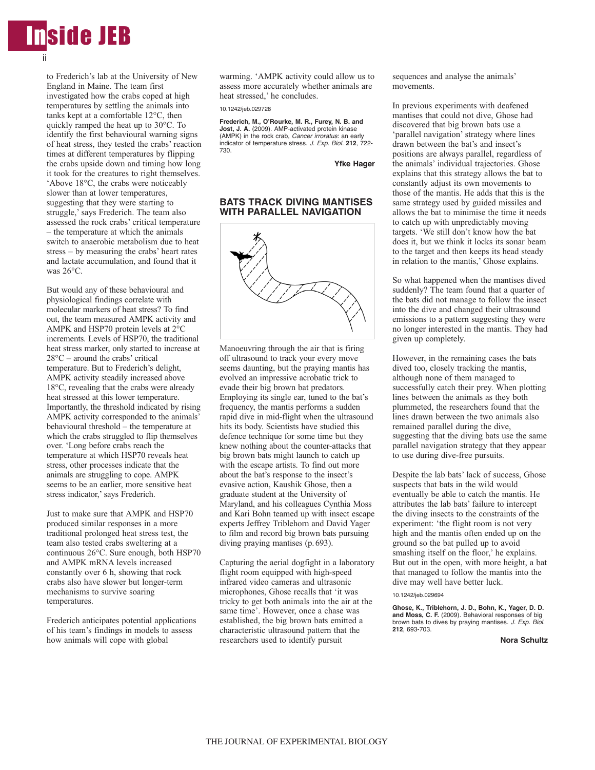to Frederich's lab at the University of New England in Maine. The team first investigated how the crabs coped at high temperatures by settling the animals into tanks kept at a comfortable 12°C, then quickly ramped the heat up to 30°C. To identify the first behavioural warning signs of heat stress, they tested the crabs' reaction times at different temperatures by flipping the crabs upside down and timing how long it took for the creatures to right themselves. 'Above 18°C, the crabs were noticeably slower than at lower temperatures, suggesting that they were starting to struggle,' says Frederich. The team also assessed the rock crabs' critical temperature – the temperature at which the animals switch to anaerobic metabolism due to heat stress – by measuring the crabs' heart rates and lactate accumulation, and found that it was 26°C.

But would any of these behavioural and physiological findings correlate with molecular markers of heat stress? To find out, the team measured AMPK activity and AMPK and HSP70 protein levels at 2°C increments. Levels of HSP70, the traditional heat stress marker, only started to increase at 28°C – around the crabs' critical temperature. But to Frederich's delight, AMPK activity steadily increased above 18°C, revealing that the crabs were already heat stressed at this lower temperature. Importantly, the threshold indicated by rising AMPK activity corresponded to the animals' behavioural threshold – the temperature at which the crabs struggled to flip themselves over. 'Long before crabs reach the temperature at which HSP70 reveals heat stress, other processes indicate that the animals are struggling to cope. AMPK seems to be an earlier, more sensitive heat stress indicator,' says Frederich.

Just to make sure that AMPK and HSP70 produced similar responses in a more traditional prolonged heat stress test, the team also tested crabs sweltering at a continuous 26°C. Sure enough, both HSP70 and AMPK mRNA levels increased constantly over 6 h, showing that rock crabs also have slower but longer-term mechanisms to survive soaring temperatures.

Frederich anticipates potential applications of his team's findings in models to assess how animals will cope with global warming. 'AMPK activity could allow us to assess more accurately whether animals are heat stressed,' he concludes.

10.1242/jeb.029728

**Frederich, M., O'Rourke, M. R., Furey, N. B. and Jost, J. A.** (2009). AMP-activated protein kinase (AMPK) in the rock crab, *Cancer irroratus*: an early indicator of temperature stress. *J. Exp. Biol.* **212**, 722-730.

**Yfke Hager**

## BATS TRACK DIVING MANTISES WITH PARALLEL NAVIGATION

Manoeuvring through the air that is firing off ultrasound to track your every move seems daunting, but the praying mantis has evolved an impressive acrobatic trick to evade their big brown bat predators. Employing its single ear, tuned to the bat's frequency, the mantis performs a sudden rapid dive in mid-flight when the ultrasound hits its body. Scientists have studied this defence technique for some time but they knew nothing about the counter-attacks that big brown bats might launch to catch up with the escape artists. To find out more about the bat's response to the insect's evasive action, Kaushik Ghose, then a graduate student at the University of Maryland, and his colleagues Cynthia Moss and Kari Bohn teamed up with insect escape experts Jeffrey Triblehorn and David Yager to film and record big brown bats pursuing diving praying mantises (p. 693).

Capturing the aerial dogfight in a laboratory flight room equipped with high-speed infrared video cameras and ultrasonic microphones, Ghose recalls that 'it was tricky to get both animals into the air at the same time'. However, once a chase was established, the big brown bats emitted a characteristic ultrasound pattern that the researchers used to identify pursuit sequences and analyse the animals' movements.

In previous experiments with deafened mantises that could not dive, Ghose had discovered that big brown bats use a 'parallel navigation' strategy where lines drawn between the bat's and insect's positions are always parallel, regardless of the animals' individual trajectories. Ghose explains that this strategy allows the bat to constantly adjust its own movements to those of the mantis. He adds that this is the same strategy used by guided missiles and allows the bat to minimise the time it needs to catch up with unpredictably moving targets. 'We still don't know how the bat does it, but we think it locks its sonar beam to the target and then keeps its head steady in relation to the mantis,' Ghose explains.

So what happened when the mantises dived suddenly? The team found that a quarter of the bats did not manage to follow the insect into the dive and changed their ultrasound emissions to a pattern suggesting they were no longer interested in the mantis. They had given up completely.

However, in the remaining cases the bats dived too, closely tracking the mantis, although none of them managed to successfully catch their prey. When plotting lines between the animals as they both plummeted, the researchers found that the lines drawn between the two animals also remained parallel during the dive, suggesting that the diving bats use the same parallel navigation strategy that they appear to use during dive-free pursuits.

Despite the lab bats' lack of success, Ghose suspects that bats in the wild would eventually be able to catch the mantis. He attributes the lab bats' failure to intercept the diving insects to the constraints of the experiment: 'the flight room is not very high and the mantis often ended up on the ground so the bat pulled up to avoid smashing itself on the floor,' he explains. But out in the open, with more height, a bat that managed to follow the mantis into the dive may well have better luck.

10.1242/jeb.029694

**Ghose, K., Triblehorn, J. D., Bohn, K., Yager, D. D. and Moss, C. F.** (2009). Behavioral responses of big brown bats to dives by praying mantises. *J. Exp. Biol.* **212**, 693-703.

**Nora Schultz**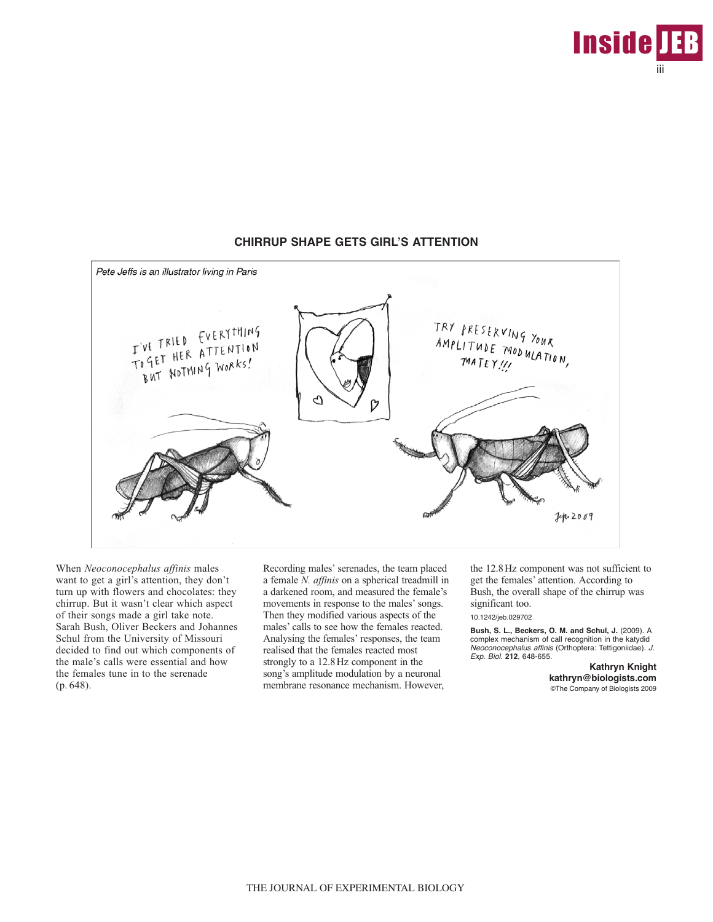## CHIRRUP SHAPE GETS GIRL'S ATTENTION

Pete Jeffs is an illustrator living in Paris

When *Neoconocephalus affinis* males want to get a girl's attention, they don't turn up with flowers and chocolates: they chirrup. But it wasn't clear which aspect of their songs made a girl take note. Sarah Bush, Oliver Beckers and Johannes Schul from the University of Missouri decided to find out which components of the male's calls were essential and how the females tune in to the serenade (p. 648).

Recording males' serenades, the team placed a female *N. affinis* on a spherical treadmill in a darkened room, and measured the female's movements in response to the males' songs. Then they modified various aspects of the males' calls to see how the females reacted. Analysing the females' responses, the team realised that the females reacted most strongly to a 12.8 Hz component in the song's amplitude modulation by a neuronal membrane resonance mechanism. However, the 12.8 Hz component was not sufficient to get the females' attention. According to Bush, the overall shape of the chirrup was significant too.

10.1242/jeb.029702

**Bush, S. L., Beckers, O. M. and Schul, J.** (2009). A complex mechanism of call recognition in the katydid *Neoconocephalus affinis* (Orthoptera: Tettigoniidae). *J. Exp. Biol.* **212**, 648-655.

**Kathryn Knight**
**kathryn@biologists.com**
©The Company of Biologists 2009